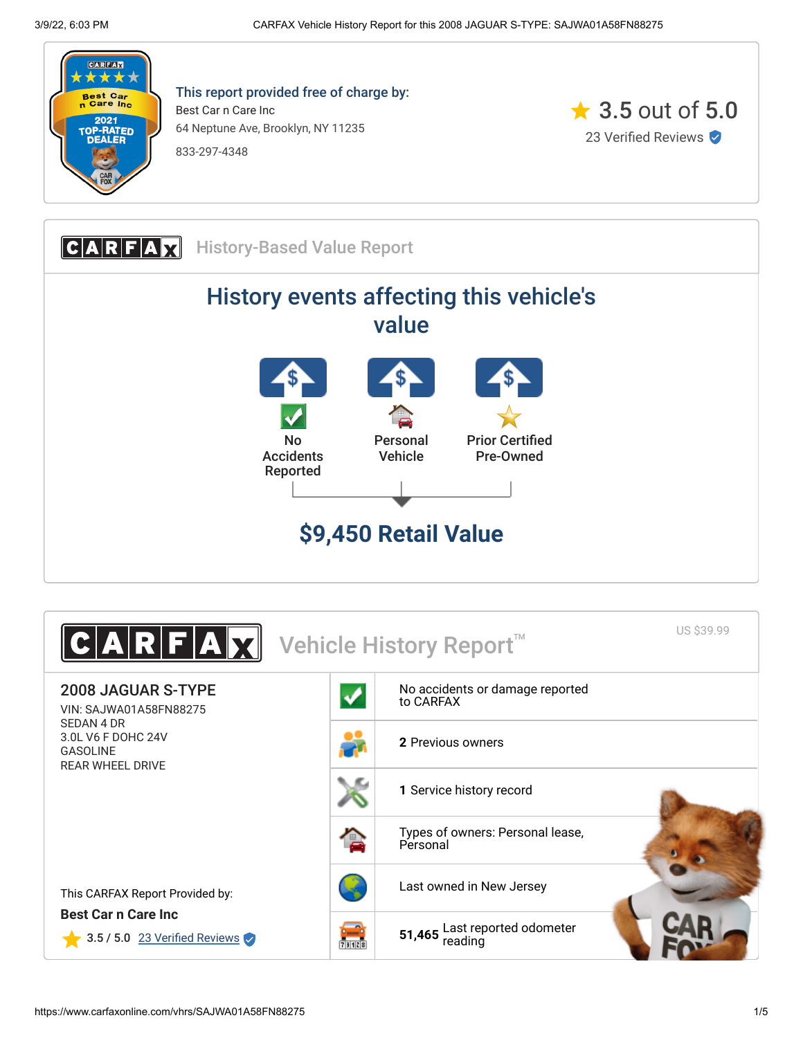CARFAX
2021 TOP-RATED DEALER

**This report provided free of charge by:**

Best Car n Care Inc
64 Neptune Ave, Brooklyn, NY 11235
833-297-4348

3.5 out of 5.0
23 Verified Reviews

## CARFAX History-Based Value Report

# History events affecting this vehicle's value

- No Accidents Reported
- Personal Vehicle
- Prior Certified Pre-Owned

## $9,450 Retail Value

## CARFAX Vehicle History Report™

US $39.99

### 2008 JAGUAR S-TYPE

VIN: SAJWA01A58FN88275
SEDAN 4 DR
3.0L V6 F DOHC 24V
GASOLINE
REAR WHEEL DRIVE

- No accidents or damage reported to CARFAX
- **2** Previous owners
- **1** Service history record
- Types of owners: Personal lease, Personal
- Last owned in New Jersey
- **51,465** Last reported odometer reading

This CARFAX Report Provided by:

**Best Car n Care Inc**

3.5 / 5.0 23 Verified Reviews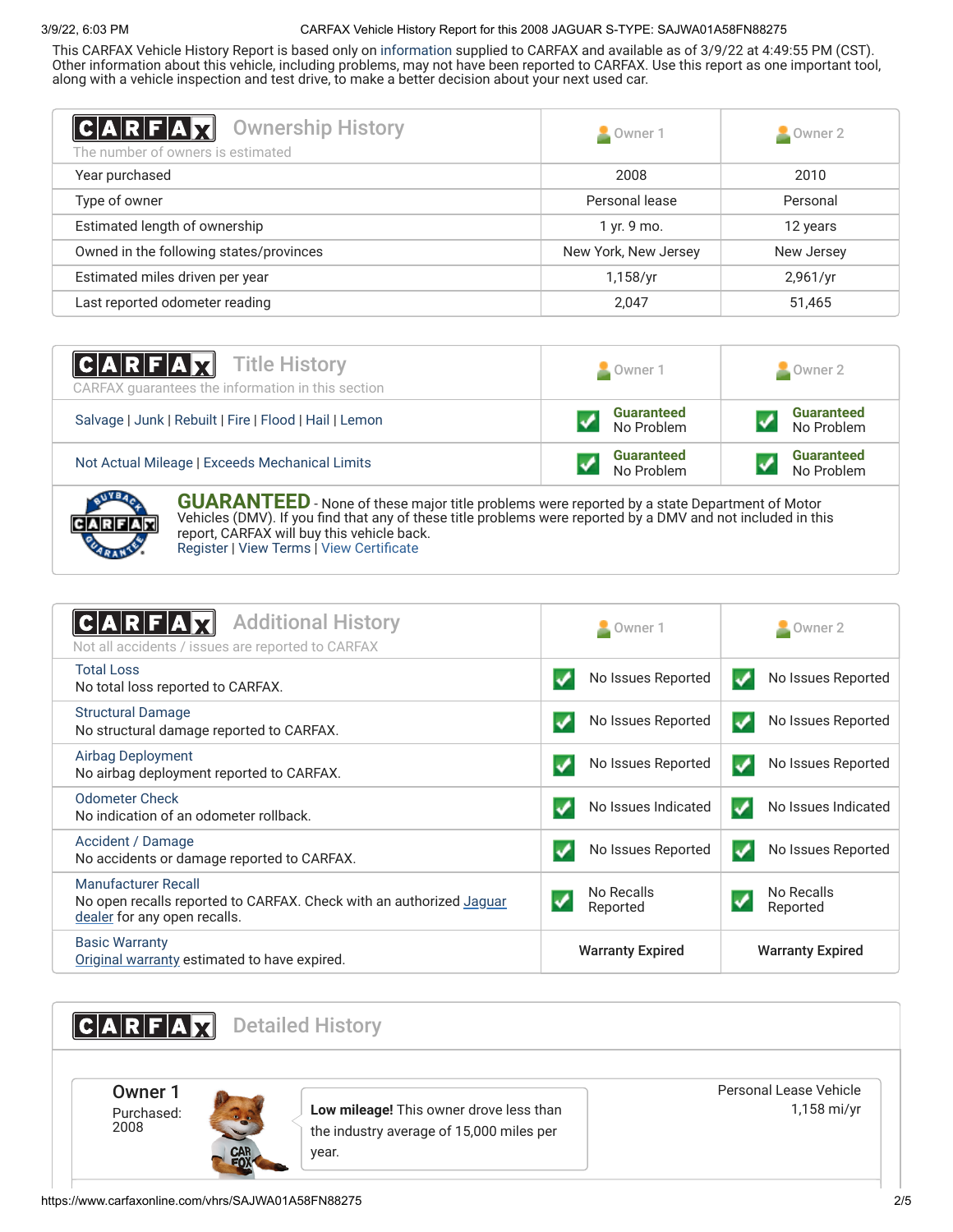This CARFAX Vehicle History Report is based only on information supplied to CARFAX and available as of 3/9/22 at 4:49:55 PM (CST). Other information about this vehicle, including problems, may not have been reported to CARFAX. Use this report as one important tool, along with a vehicle inspection and test drive, to make a better decision about your next used car.

## CARFAX Ownership History

The number of owners is estimated

| | Owner 1 | Owner 2 |
|---|---|---|
| Year purchased | 2008 | 2010 |
| Type of owner | Personal lease | Personal |
| Estimated length of ownership | 1 yr. 9 mo. | 12 years |
| Owned in the following states/provinces | New York, New Jersey | New Jersey |
| Estimated miles driven per year | 1,158/yr | 2,961/yr |
| Last reported odometer reading | 2,047 | 51,465 |

## CARFAX Title History

CARFAX guarantees the information in this section

| | Owner 1 | Owner 2 |
|---|---|---|
| Salvage \| Junk \| Rebuilt \| Fire \| Flood \| Hail \| Lemon | Guaranteed No Problem | Guaranteed No Problem |
| Not Actual Mileage \| Exceeds Mechanical Limits | Guaranteed No Problem | Guaranteed No Problem |

**GUARANTEED** - None of these major title problems were reported by a state Department of Motor Vehicles (DMV). If you find that any of these title problems were reported by a DMV and not included in this report, CARFAX will buy this vehicle back.
Register | View Terms | View Certificate

## CARFAX Additional History

Not all accidents / issues are reported to CARFAX

| | Owner 1 | Owner 2 |
|---|---|---|
| Total Loss<br>No total loss reported to CARFAX. | No Issues Reported | No Issues Reported |
| Structural Damage<br>No structural damage reported to CARFAX. | No Issues Reported | No Issues Reported |
| Airbag Deployment<br>No airbag deployment reported to CARFAX. | No Issues Reported | No Issues Reported |
| Odometer Check<br>No indication of an odometer rollback. | No Issues Indicated | No Issues Indicated |
| Accident / Damage<br>No accidents or damage reported to CARFAX. | No Issues Reported | No Issues Reported |
| Manufacturer Recall<br>No open recalls reported to CARFAX. Check with an authorized Jaguar dealer for any open recalls. | No Recalls Reported | No Recalls Reported |
| Basic Warranty<br>Original warranty estimated to have expired. | Warranty Expired | Warranty Expired |

## CARFAX Detailed History

**Owner 1**
Purchased: 2008

**Low mileage!** This owner drove less than the industry average of 15,000 miles per year.

Personal Lease Vehicle
1,158 mi/yr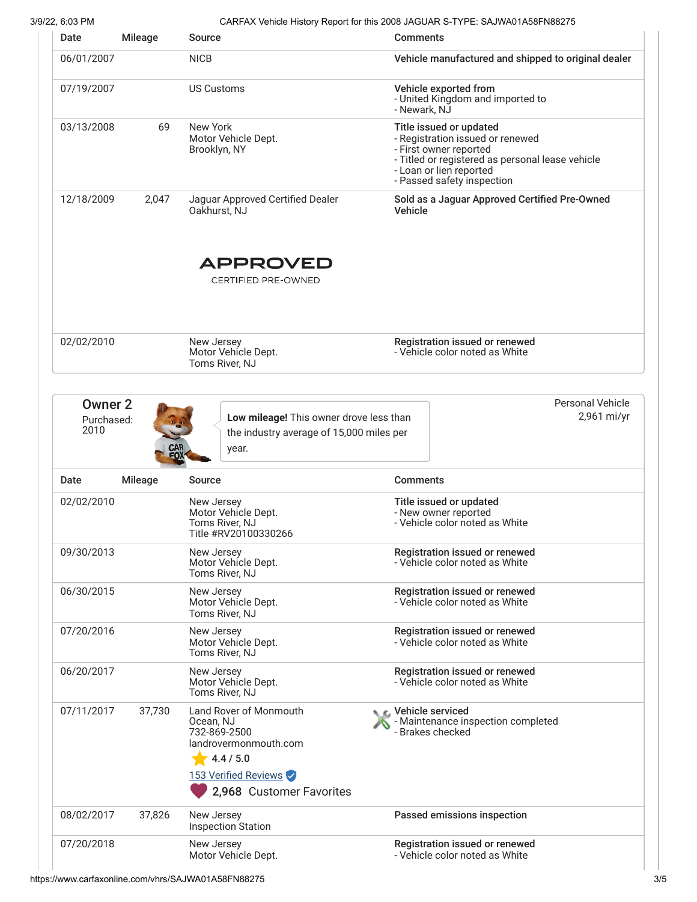| Date | Mileage | Source | Comments |
|---|---|---|---|
| 06/01/2007 | | NICB | **Vehicle manufactured and shipped to original dealer** |
| 07/19/2007 | | US Customs | **Vehicle exported from** - United Kingdom and imported to - Newark, NJ |
| 03/13/2008 | 69 | New York Motor Vehicle Dept. Brooklyn, NY | **Title issued or updated** - Registration issued or renewed - First owner reported - Titled or registered as personal lease vehicle - Loan or lien reported - Passed safety inspection |
| 12/18/2009 | 2,047 | Jaguar Approved Certified Dealer Oakhurst, NJ APPROVED CERTIFIED PRE-OWNED | **Sold as a Jaguar Approved Certified Pre-Owned Vehicle** |
| 02/02/2010 | | New Jersey Motor Vehicle Dept. Toms River, NJ | **Registration issued or renewed** - Vehicle color noted as White |

## Owner 2

Purchased: 2010

**Low mileage!** This owner drove less than the industry average of 15,000 miles per year.

Personal Vehicle
2,961 mi/yr

| Date | Mileage | Source | Comments |
|---|---|---|---|
| 02/02/2010 | | New Jersey Motor Vehicle Dept. Toms River, NJ Title #RV20100330266 | **Title issued or updated** - New owner reported - Vehicle color noted as White |
| 09/30/2013 | | New Jersey Motor Vehicle Dept. Toms River, NJ | **Registration issued or renewed** - Vehicle color noted as White |
| 06/30/2015 | | New Jersey Motor Vehicle Dept. Toms River, NJ | **Registration issued or renewed** - Vehicle color noted as White |
| 07/20/2016 | | New Jersey Motor Vehicle Dept. Toms River, NJ | **Registration issued or renewed** - Vehicle color noted as White |
| 06/20/2017 | | New Jersey Motor Vehicle Dept. Toms River, NJ | **Registration issued or renewed** - Vehicle color noted as White |
| 07/11/2017 | 37,730 | Land Rover of Monmouth Ocean, NJ 732-869-2500 landrovermonmouth.com 4.4 / 5.0 153 Verified Reviews 2,968 Customer Favorites | **Vehicle serviced** - Maintenance inspection completed - Brakes checked |
| 08/02/2017 | 37,826 | New Jersey Inspection Station | **Passed emissions inspection** |
| 07/20/2018 | | New Jersey Motor Vehicle Dept. | **Registration issued or renewed** - Vehicle color noted as White |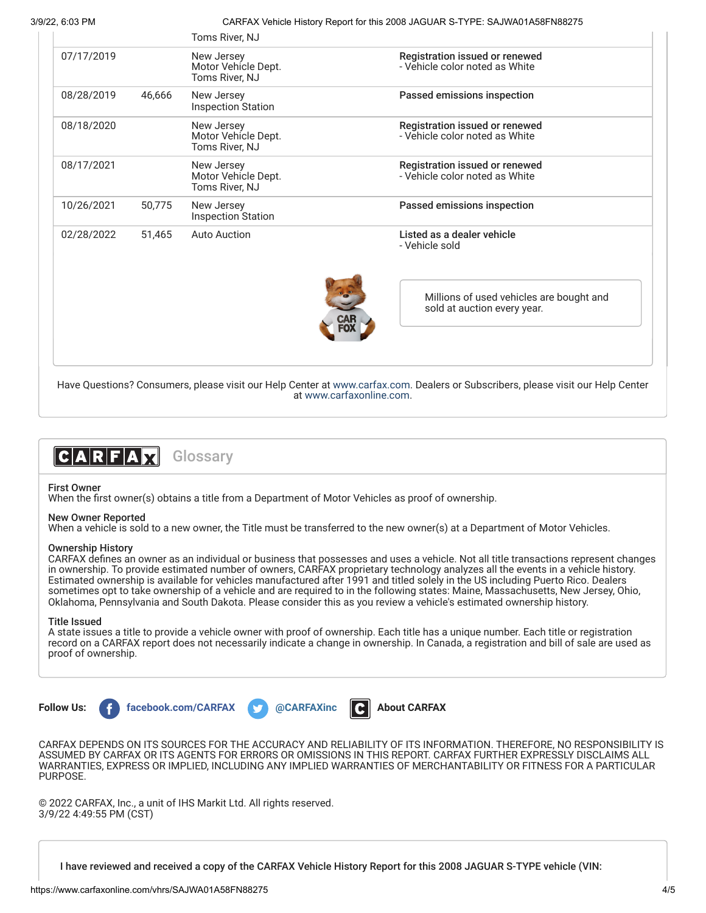| Date | Mileage | Source | Comments |
|---|---|---|---|
| | | Toms River, NJ | |
| 07/17/2019 | | New Jersey Motor Vehicle Dept. Toms River, NJ | **Registration issued or renewed** - Vehicle color noted as White |
| 08/28/2019 | 46,666 | New Jersey Inspection Station | **Passed emissions inspection** |
| 08/18/2020 | | New Jersey Motor Vehicle Dept. Toms River, NJ | **Registration issued or renewed** - Vehicle color noted as White |
| 08/17/2021 | | New Jersey Motor Vehicle Dept. Toms River, NJ | **Registration issued or renewed** - Vehicle color noted as White |
| 10/26/2021 | 50,775 | New Jersey Inspection Station | **Passed emissions inspection** |
| 02/28/2022 | 51,465 | Auto Auction | **Listed as a dealer vehicle** - Vehicle sold |

Millions of used vehicles are bought and sold at auction every year.

Have Questions? Consumers, please visit our Help Center at www.carfax.com. Dealers or Subscribers, please visit our Help Center at www.carfaxonline.com.

## CARFAX Glossary

**First Owner**
When the first owner(s) obtains a title from a Department of Motor Vehicles as proof of ownership.

**New Owner Reported**
When a vehicle is sold to a new owner, the Title must be transferred to the new owner(s) at a Department of Motor Vehicles.

**Ownership History**
CARFAX defines an owner as an individual or business that possesses and uses a vehicle. Not all title transactions represent changes in ownership. To provide estimated number of owners, CARFAX proprietary technology analyzes all the events in a vehicle history. Estimated ownership is available for vehicles manufactured after 1991 and titled solely in the US including Puerto Rico. Dealers sometimes opt to take ownership of a vehicle and are required to in the following states: Maine, Massachusetts, New Jersey, Ohio, Oklahoma, Pennsylvania and South Dakota. Please consider this as you review a vehicle's estimated ownership history.

**Title Issued**
A state issues a title to provide a vehicle owner with proof of ownership. Each title has a unique number. Each title or registration record on a CARFAX report does not necessarily indicate a change in ownership. In Canada, a registration and bill of sale are used as proof of ownership.

**Follow Us:** facebook.com/CARFAX @CARFAXinc **About CARFAX**

CARFAX DEPENDS ON ITS SOURCES FOR THE ACCURACY AND RELIABILITY OF ITS INFORMATION. THEREFORE, NO RESPONSIBILITY IS ASSUMED BY CARFAX OR ITS AGENTS FOR ERRORS OR OMISSIONS IN THIS REPORT. CARFAX FURTHER EXPRESSLY DISCLAIMS ALL WARRANTIES, EXPRESS OR IMPLIED, INCLUDING ANY IMPLIED WARRANTIES OF MERCHANTABILITY OR FITNESS FOR A PARTICULAR PURPOSE.

© 2022 CARFAX, Inc., a unit of IHS Markit Ltd. All rights reserved.
3/9/22 4:49:55 PM (CST)

**I have reviewed and received a copy of the CARFAX Vehicle History Report for this 2008 JAGUAR S-TYPE vehicle (VIN:**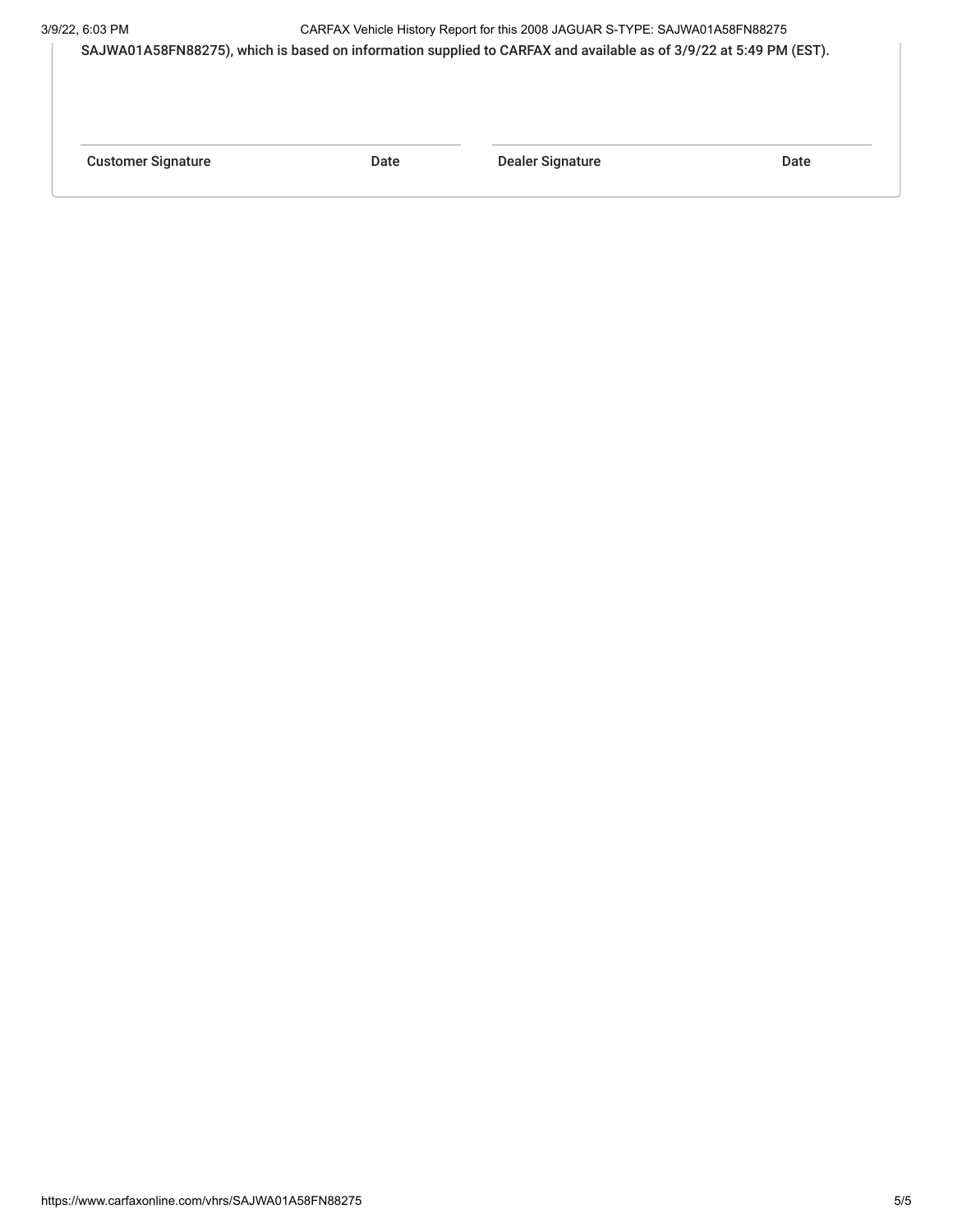SAJWA01A58FN88275), which is based on information supplied to CARFAX and available as of 3/9/22 at 5:49 PM (EST).

| | | | |
|---|---|---|---|
| Customer Signature | Date | Dealer Signature | Date |